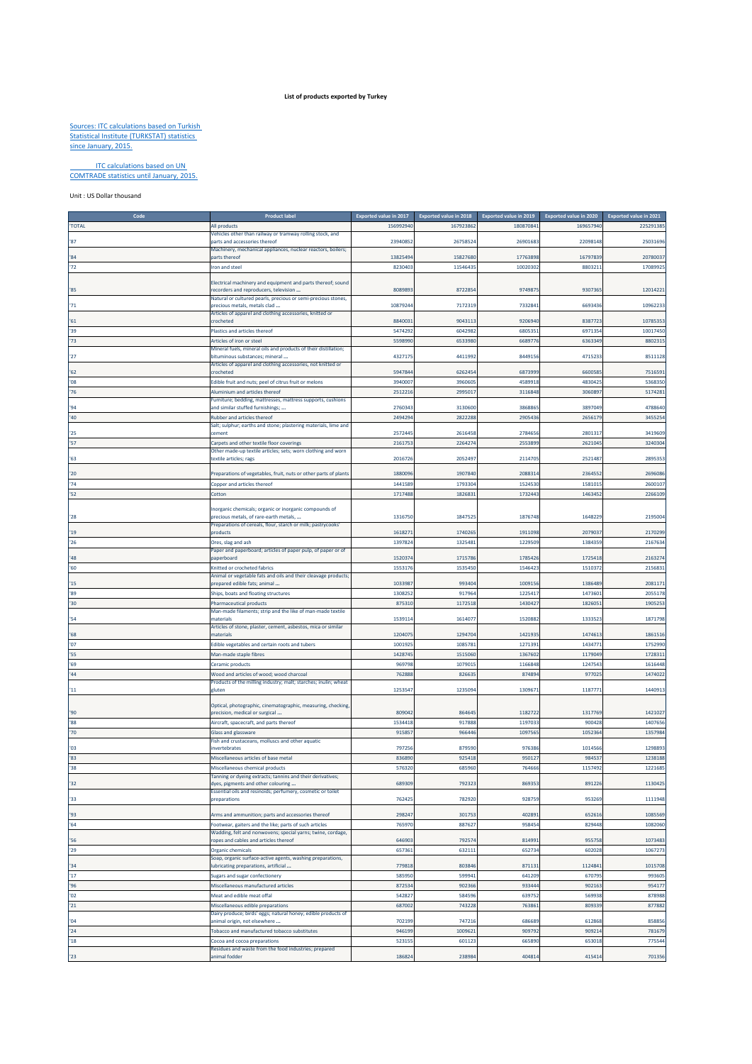# List of products exported by Turkey

Sources: ITC calculations based on Turkish Statistical Institute (TURKSTAT) statistics since January, 2015.

ITC calculations based on UN COMTRADE statistics until January, 2015.

Unit : US Dollar thousand

| Code | Product label | Exported value in 2017 | Exported value in 2018 | Exported value in 2019 | Exported value in 2020 | Exported value in 2021 |
|---|---|---|---|---|---|---|
| 'TOTAL | All products | 156992940 | 167923862 | 180870841 | 169657940 | 225291385 |
| '87 | Vehicles other than railway or tramway rolling stock, and parts and accessories thereof | 23940852 | 26758524 | 26901683 | 22098148 | 25031696 |
| '84 | Machinery, mechanical appliances, nuclear reactors, boilers; parts thereof | 13825494 | 15827680 | 17763898 | 16797839 | 20780037 |
| '72 | Iron and steel | 8230403 | 11546435 | 10020302 | 8803211 | 17089925 |
| '85 | Electrical machinery and equipment and parts thereof; sound recorders and reproducers, television ... | 8089893 | 8722854 | 9749875 | 9307365 | 12014221 |
| '71 | Natural or cultured pearls, precious or semi-precious stones, precious metals, metals clad ... | 10879244 | 7172319 | 7332841 | 6693436 | 10962233 |
| '61 | Articles of apparel and clothing accessories, knitted or crocheted | 8840031 | 9043113 | 9206940 | 8387723 | 10785353 |
| '39 | Plastics and articles thereof | 5474292 | 6042982 | 6805351 | 6971354 | 10017450 |
| '73 | Articles of iron or steel | 5598990 | 6533980 | 6689776 | 6363349 | 8802315 |
| '27 | Mineral fuels, mineral oils and products of their distillation; bituminous substances; mineral ... | 4327175 | 4411992 | 8449156 | 4715233 | 8511128 |
| '62 | Articles of apparel and clothing accessories, not knitted or crocheted | 5947844 | 6262454 | 6873999 | 6600585 | 7516591 |
| '08 | Edible fruit and nuts; peel of citrus fruit or melons | 3940007 | 3960605 | 4589918 | 4830425 | 5368350 |
| '76 | Aluminium and articles thereof | 2512216 | 2995017 | 3116848 | 3060897 | 5174281 |
| '94 | Furniture; bedding, mattresses, mattress supports, cushions and similar stuffed furnishings; ... | 2760343 | 3130600 | 3868865 | 3897049 | 4788640 |
| '40 | Rubber and articles thereof | 2494294 | 2822288 | 2905436 | 2656179 | 3455254 |
| '25 | Salt; sulphur; earths and stone; plastering materials, lime and cement | 2572445 | 2616458 | 2784656 | 2801317 | 3419609 |
| '57 | Carpets and other textile floor coverings | 2161753 | 2264274 | 2553899 | 2621045 | 3240304 |
| '63 | Other made-up textile articles; sets; worn clothing and worn textile articles; rags | 2016726 | 2052497 | 2114705 | 2521487 | 2895353 |
| '20 | Preparations of vegetables, fruit, nuts or other parts of plants | 1880096 | 1907840 | 2088314 | 2364552 | 2696086 |
| '74 | Copper and articles thereof | 1441589 | 1793304 | 1524530 | 1581015 | 2600107 |
| '52 | Cotton | 1717488 | 1826831 | 1732443 | 1463452 | 2266109 |
| '28 | Inorganic chemicals; organic or inorganic compounds of precious metals, of rare-earth metals, ... | 1316750 | 1847525 | 1876748 | 1648229 | 2195004 |
| '19 | Preparations of cereals, flour, starch or milk; pastrycooks' products | 1618271 | 1740265 | 1911098 | 2079037 | 2170299 |
| '26 | Ores, slag and ash | 1397824 | 1325481 | 1229509 | 1384359 | 2167634 |
| '48 | Paper and paperboard; articles of paper pulp, of paper or of paperboard | 1520374 | 1715786 | 1785426 | 1725418 | 2163274 |
| '60 | Knitted or crocheted fabrics | 1553176 | 1535450 | 1546423 | 1510372 | 2156831 |
| '15 | Animal or vegetable fats and oils and their cleavage products; prepared edible fats; animal ... | 1033987 | 993404 | 1009156 | 1386489 | 2081171 |
| '89 | Ships, boats and floating structures | 1308252 | 917964 | 1225417 | 1473601 | 2055178 |
| '30 | Pharmaceutical products | 875310 | 1172518 | 1430427 | 1826051 | 1905253 |
| '54 | Man-made filaments; strip and the like of man-made textile materials | 1539114 | 1614077 | 1520882 | 1333523 | 1871798 |
| '68 | Articles of stone, plaster, cement, asbestos, mica or similar materials | 1204075 | 1294704 | 1421935 | 1474613 | 1861516 |
| '07 | Edible vegetables and certain roots and tubers | 1001925 | 1085781 | 1271391 | 1434771 | 1752990 |
| '55 | Man-made staple fibres | 1428745 | 1515060 | 1367602 | 1179049 | 1728311 |
| '69 | Ceramic products | 969798 | 1079015 | 1166848 | 1247543 | 1616448 |
| '44 | Wood and articles of wood; wood charcoal | 762888 | 826635 | 874894 | 977025 | 1474022 |
| '11 | Products of the milling industry; malt; starches; inulin; wheat gluten | 1253547 | 1235094 | 1309671 | 1187771 | 1440913 |
| '90 | Optical, photographic, cinematographic, measuring, checking, precision, medical or surgical ... | 809042 | 864645 | 1182722 | 1317769 | 1421027 |
| '88 | Aircraft, spacecraft, and parts thereof | 1534418 | 917888 | 1197033 | 900428 | 1407656 |
| '70 | Glass and glassware | 915857 | 966446 | 1097565 | 1052364 | 1357984 |
| '03 | Fish and crustaceans, molluscs and other aquatic invertebrates | 797256 | 879590 | 976386 | 1014566 | 1298893 |
| '83 | Miscellaneous articles of base metal | 836890 | 925418 | 950127 | 984537 | 1238188 |
| '38 | Miscellaneous chemical products | 576320 | 685960 | 764666 | 1157492 | 1221685 |
| '32 | Tanning or dyeing extracts; tannins and their derivatives; dyes, pigments and other colouring ... | 689309 | 792323 | 869353 | 891226 | 1130425 |
| '33 | Essential oils and resinoids; perfumery, cosmetic or toilet preparations | 762425 | 782920 | 928759 | 953269 | 1111948 |
| '93 | Arms and ammunition; parts and accessories thereof | 298247 | 301753 | 402891 | 652616 | 1085569 |
| '64 | Footwear, gaiters and the like; parts of such articles | 765970 | 887627 | 958454 | 829448 | 1082060 |
| '56 | Wadding, felt and nonwovens; special yarns; twine, cordage, ropes and cables and articles thereof | 646903 | 792574 | 814991 | 955758 | 1073483 |
| '29 | Organic chemicals | 657361 | 632111 | 652734 | 602028 | 1067273 |
| '34 | Soap, organic surface-active agents, washing preparations, lubricating preparations, artificial ... | 779818 | 803846 | 871131 | 1124841 | 1015708 |
| '17 | Sugars and sugar confectionery | 585950 | 599941 | 641209 | 670795 | 993605 |
| '96 | Miscellaneous manufactured articles | 872534 | 902366 | 933444 | 902163 | 954177 |
| '02 | Meat and edible meat offal | 542827 | 584596 | 639752 | 569938 | 878988 |
| '21 | Miscellaneous edible preparations | 687002 | 743228 | 763861 | 809339 | 877882 |
| '04 | Dairy produce; birds' eggs; natural honey; edible products of animal origin, not elsewhere ... | 702199 | 747216 | 686689 | 612868 | 858856 |
| '24 | Tobacco and manufactured tobacco substitutes | 946199 | 1009621 | 909792 | 909214 | 781679 |
| '18 | Cocoa and cocoa preparations | 523155 | 601123 | 665890 | 653018 | 775544 |
| '23 | Residues and waste from the food industries; prepared animal fodder | 186824 | 238984 | 404814 | 415414 | 701356 |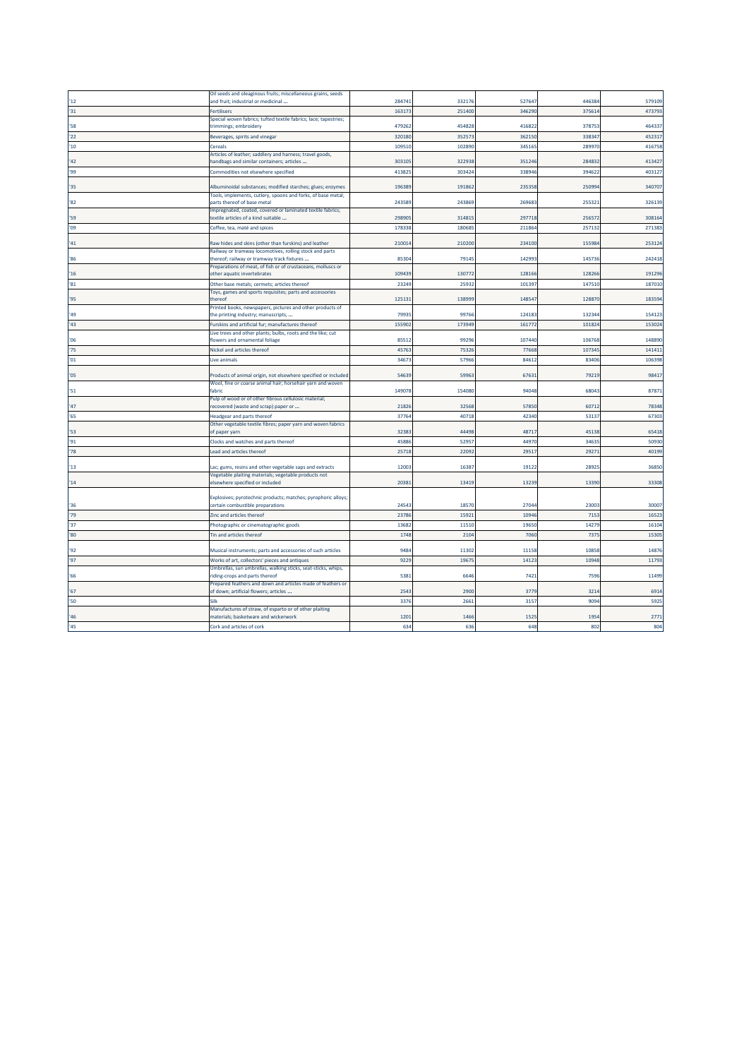| | | | | | | |
|---|---|---|---|---|---|---|
| '12 | Oil seeds and oleaginous fruits; miscellaneous grains, seeds and fruit; industrial or medicinal ... | 284741 | 332176 | 527647 | 446384 | 579109 |
| '31 | Fertilisers | 163173 | 251400 | 346290 | 375614 | 473793 |
| '58 | Special woven fabrics; tufted textile fabrics; lace; tapestries; trimmings; embroidery | 479262 | 454828 | 416822 | 378753 | 464337 |
| '22 | Beverages, spirits and vinegar | 320180 | 352573 | 362150 | 338347 | 452317 |
| '10 | Cereals | 109510 | 102890 | 345165 | 289970 | 416758 |
| '42 | Articles of leather; saddlery and harness; travel goods, handbags and similar containers; articles ... | 303105 | 322938 | 351246 | 284832 | 413427 |
| '99 | Commodities not elsewhere specified | 413825 | 303424 | 338946 | 394622 | 403127 |
| '35 | Albuminoidal substances; modified starches; glues; enzymes | 196389 | 191862 | 235358 | 250994 | 340707 |
| '82 | Tools, implements, cutlery, spoons and forks, of base metal; parts thereof of base metal | 243589 | 243869 | 269683 | 255321 | 326139 |
| '59 | Impregnated, coated, covered or laminated textile fabrics; textile articles of a kind suitable ... | 298905 | 314815 | 297718 | 256572 | 308164 |
| '09 | Coffee, tea, maté and spices | 178338 | 180685 | 211864 | 257132 | 271383 |
| '41 | Raw hides and skins (other than furskins) and leather | 210014 | 210200 | 234100 | 155984 | 253124 |
| '86 | Railway or tramway locomotives, rolling stock and parts thereof; railway or tramway track fixtures ... | 85304 | 79145 | 142993 | 145736 | 242418 |
| '16 | Preparations of meat, of fish or of crustaceans, molluscs or other aquatic invertebrates | 109439 | 130772 | 128166 | 128266 | 191296 |
| '81 | Other base metals; cermets; articles thereof | 23249 | 25932 | 101397 | 147510 | 187010 |
| '95 | Toys, games and sports requisites; parts and accessories thereof | 125131 | 138999 | 148547 | 128870 | 183594 |
| '49 | Printed books, newspapers, pictures and other products of the printing industry; manuscripts, ... | 79935 | 99766 | 124183 | 132344 | 154123 |
| '43 | Furskins and artificial fur; manufactures thereof | 155902 | 173949 | 161772 | 101824 | 153024 |
| '06 | Live trees and other plants; bulbs, roots and the like; cut flowers and ornamental foliage | 85512 | 99296 | 107440 | 106768 | 148890 |
| '75 | Nickel and articles thereof | 45763 | 75326 | 77668 | 107345 | 141411 |
| '01 | Live animals | 34673 | 57966 | 84612 | 83406 | 106398 |
| '05 | Products of animal origin, not elsewhere specified or included | 54639 | 59963 | 67631 | 79219 | 98417 |
| '51 | Wool, fine or coarse animal hair; horsehair yarn and woven fabric | 149078 | 154080 | 94048 | 68043 | 87871 |
| '47 | Pulp of wood or of other fibrous cellulosic material; recovered (waste and scrap) paper or ... | 21826 | 32568 | 57850 | 60712 | 78348 |
| '65 | Headgear and parts thereof | 37764 | 40718 | 42340 | 53137 | 67303 |
| '53 | Other vegetable textile fibres; paper yarn and woven fabrics of paper yarn | 32383 | 44498 | 48717 | 45138 | 65418 |
| '91 | Clocks and watches and parts thereof | 45886 | 52957 | 44970 | 34635 | 50930 |
| '78 | Lead and articles thereof | 25718 | 22092 | 29517 | 29271 | 40199 |
| '13 | Lac; gums, resins and other vegetable saps and extracts | 12003 | 16387 | 19122 | 28925 | 36850 |
| '14 | Vegetable plaiting materials; vegetable products not elsewhere specified or included | 20381 | 13419 | 13239 | 13390 | 33308 |
| '36 | Explosives; pyrotechnic products; matches; pyrophoric alloys; certain combustible preparations | 24543 | 18570 | 27044 | 23003 | 30007 |
| '79 | Zinc and articles thereof | 23786 | 15921 | 10946 | 7153 | 16523 |
| '37 | Photographic or cinematographic goods | 13682 | 11510 | 19650 | 14279 | 16104 |
| '80 | Tin and articles thereof | 1748 | 2104 | 7060 | 7375 | 15305 |
| '92 | Musical instruments; parts and accessories of such articles | 9484 | 11302 | 11158 | 10858 | 14876 |
| '97 | Works of art, collectors' pieces and antiques | 9229 | 19675 | 14123 | 10948 | 11793 |
| '66 | Umbrellas, sun umbrellas, walking sticks, seat-sticks, whips, riding-crops and parts thereof | 5381 | 6646 | 7421 | 7596 | 11499 |
| '67 | Prepared feathers and down and articles made of feathers or of down; artificial flowers; articles ... | 2543 | 2900 | 3779 | 3214 | 6914 |
| '50 | Silk | 3376 | 2661 | 3157 | 9094 | 5925 |
| '46 | Manufactures of straw, of esparto or of other plaiting materials; basketware and wickerwork | 1201 | 1466 | 1525 | 1954 | 2771 |
| '45 | Cork and articles of cork | 634 | 636 | 648 | 802 | 804 |